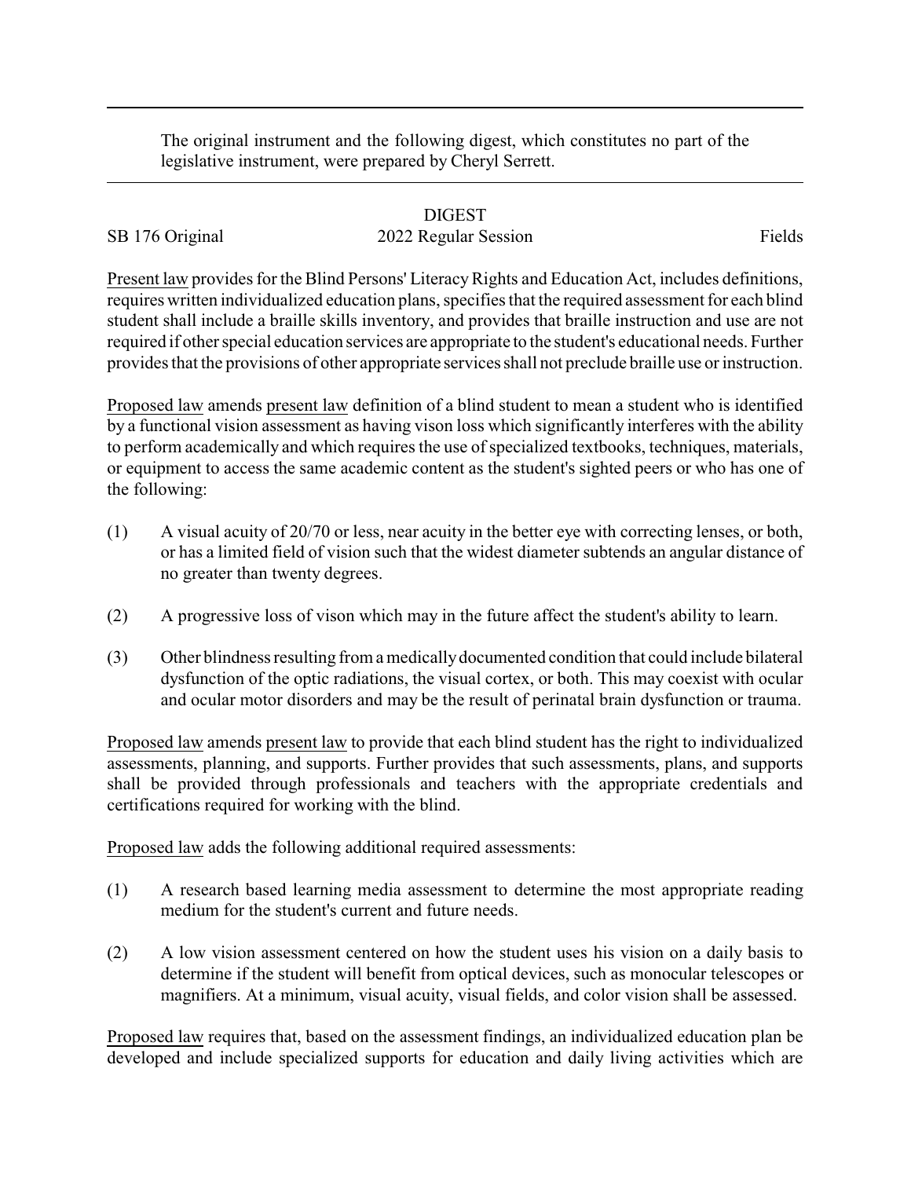The original instrument and the following digest, which constitutes no part of the legislative instrument, were prepared by Cheryl Serrett.

# DIGEST

SB 176 Original | 2022 Regular Session | Fields

Present law provides for the Blind Persons' Literacy Rights and Education Act, includes definitions, requires written individualized education plans, specifies that the required assessment for each blind student shall include a braille skills inventory, and provides that braille instruction and use are not required if other special education services are appropriate to the student's educational needs. Further provides that the provisions of other appropriate services shall not preclude braille use or instruction.

Proposed law amends present law definition of a blind student to mean a student who is identified by a functional vision assessment as having vison loss which significantly interferes with the ability to perform academically and which requires the use of specialized textbooks, techniques, materials, or equipment to access the same academic content as the student's sighted peers or who has one of the following:

(1) A visual acuity of 20/70 or less, near acuity in the better eye with correcting lenses, or both, or has a limited field of vision such that the widest diameter subtends an angular distance of no greater than twenty degrees.

(2) A progressive loss of vison which may in the future affect the student's ability to learn.

(3) Other blindness resulting from a medically documented condition that could include bilateral dysfunction of the optic radiations, the visual cortex, or both. This may coexist with ocular and ocular motor disorders and may be the result of perinatal brain dysfunction or trauma.

Proposed law amends present law to provide that each blind student has the right to individualized assessments, planning, and supports. Further provides that such assessments, plans, and supports shall be provided through professionals and teachers with the appropriate credentials and certifications required for working with the blind.

Proposed law adds the following additional required assessments:

(1) A research based learning media assessment to determine the most appropriate reading medium for the student's current and future needs.

(2) A low vision assessment centered on how the student uses his vision on a daily basis to determine if the student will benefit from optical devices, such as monocular telescopes or magnifiers. At a minimum, visual acuity, visual fields, and color vision shall be assessed.

Proposed law requires that, based on the assessment findings, an individualized education plan be developed and include specialized supports for education and daily living activities which are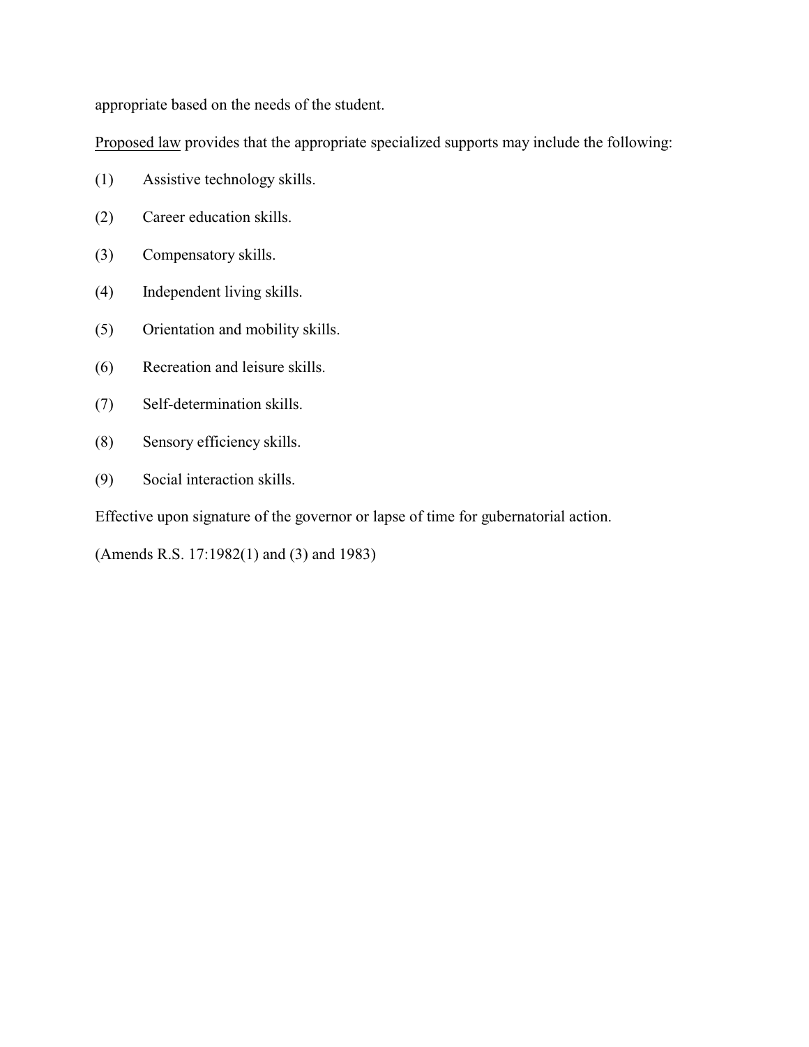appropriate based on the needs of the student.

<u>Proposed law</u> provides that the appropriate specialized supports may include the following:

(1) Assistive technology skills.

(2) Career education skills.

(3) Compensatory skills.

(4) Independent living skills.

(5) Orientation and mobility skills.

(6) Recreation and leisure skills.

(7) Self-determination skills.

(8) Sensory efficiency skills.

(9) Social interaction skills.

Effective upon signature of the governor or lapse of time for gubernatorial action.

(Amends R.S. 17:1982(1) and (3) and 1983)